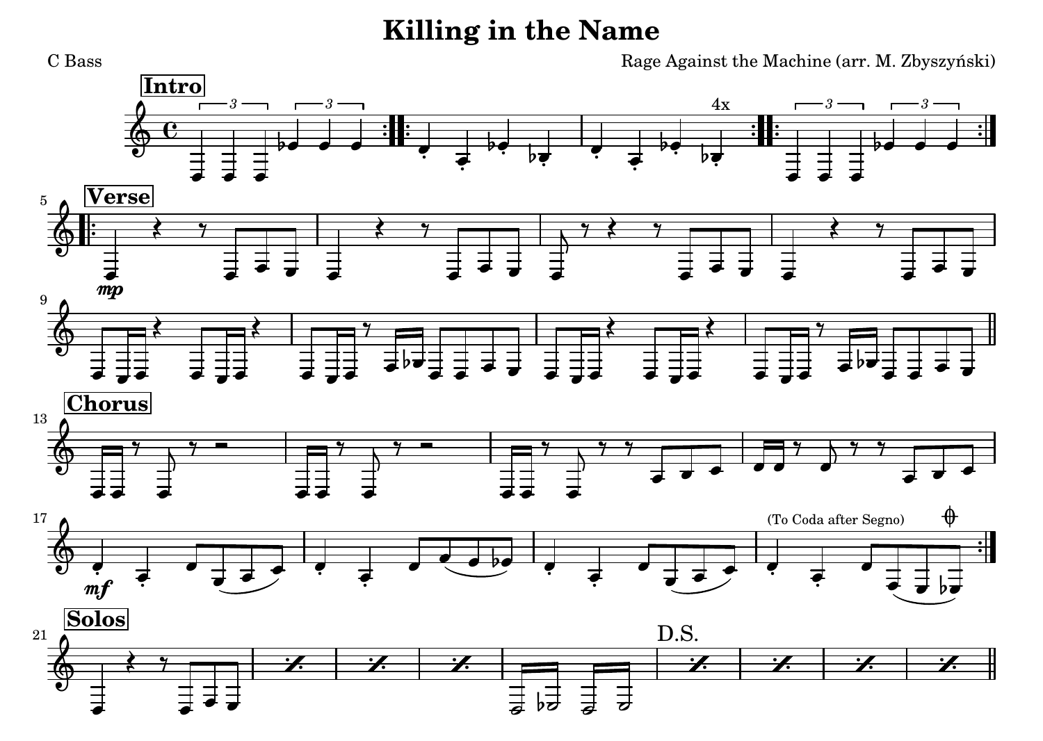# Killing in the Name

C Bass

Rage Against the Machine (arr. M. Zbyszyński)

**Intro**

4x

**Verse**

*mp*

**Chorus**

*mf*

(To Coda after Segno)

**Solos**

D.S.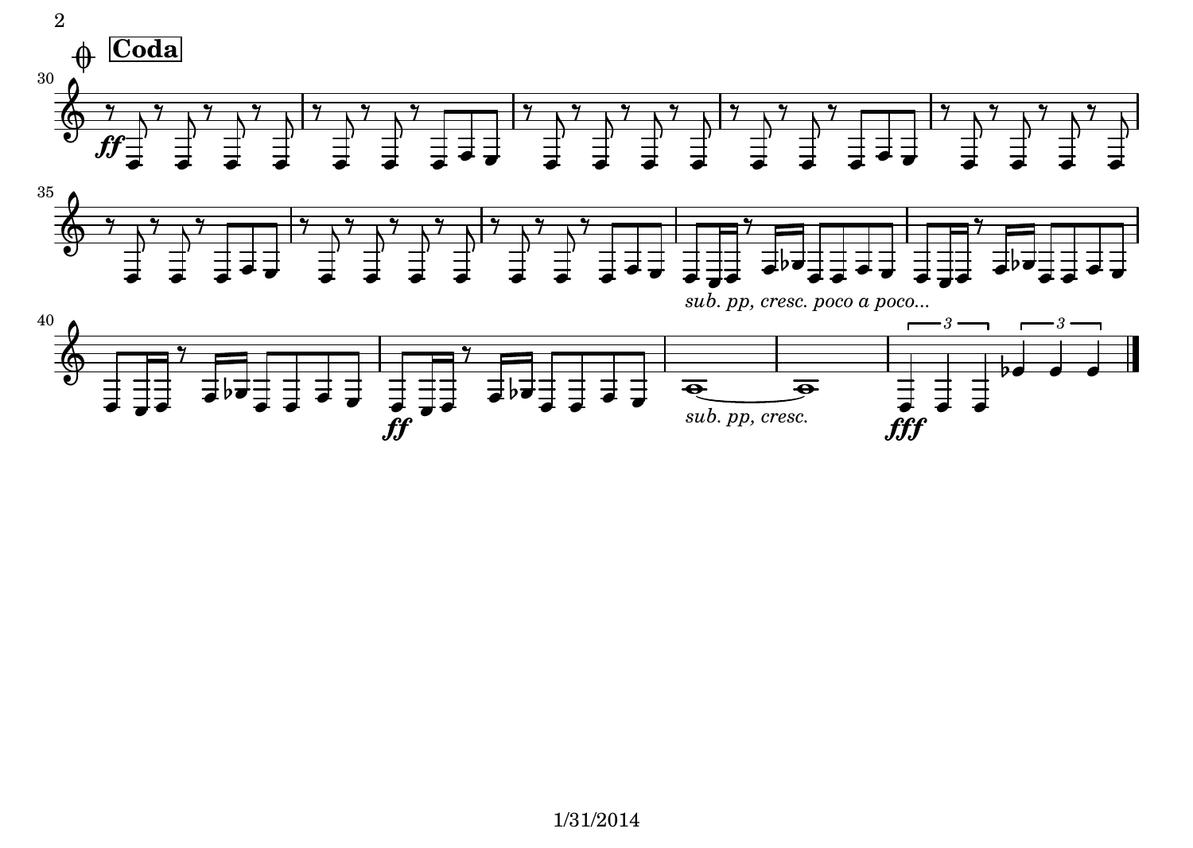**Coda**

*ff*

*sub. pp, cresc. poco a poco...*

*ff*

*sub. pp, cresc.*

*fff*